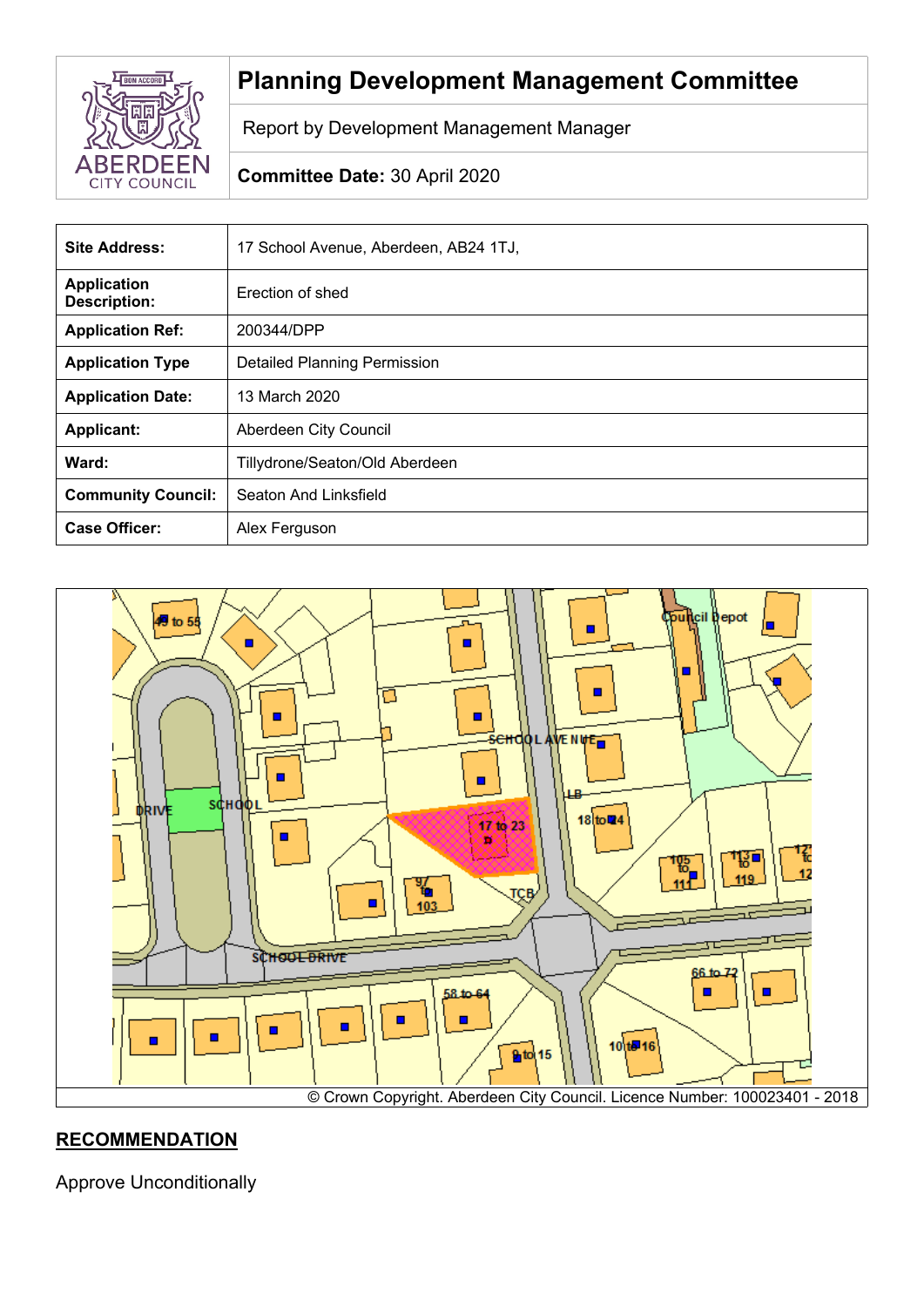# Planning Development Management Committee

Report by Development Management Manager

**Committee Date:** 30 April 2020

| | |
|---|---|
| **Site Address:** | 17 School Avenue, Aberdeen, AB24 1TJ, |
| **Application Description:** | Erection of shed |
| **Application Ref:** | 200344/DPP |
| **Application Type** | Detailed Planning Permission |
| **Application Date:** | 13 March 2020 |
| **Applicant:** | Aberdeen City Council |
| **Ward:** | Tillydrone/Seaton/Old Aberdeen |
| **Community Council:** | Seaton And Linksfield |
| **Case Officer:** | Alex Ferguson |

© Crown Copyright. Aberdeen City Council. Licence Number: 100023401 - 2018

## RECOMMENDATION

Approve Unconditionally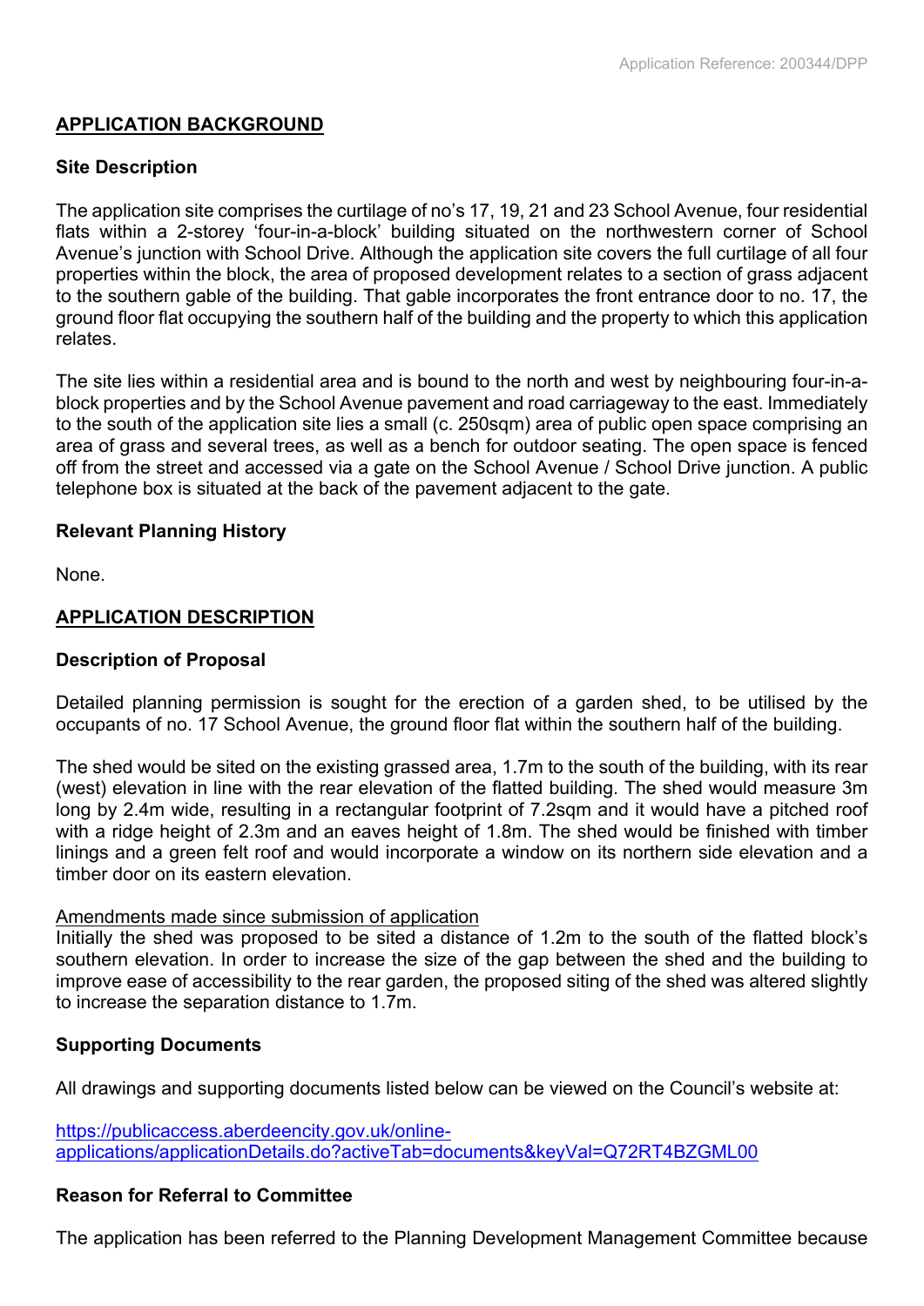## APPLICATION BACKGROUND

### Site Description

The application site comprises the curtilage of no's 17, 19, 21 and 23 School Avenue, four residential flats within a 2-storey 'four-in-a-block' building situated on the northwestern corner of School Avenue's junction with School Drive. Although the application site covers the full curtilage of all four properties within the block, the area of proposed development relates to a section of grass adjacent to the southern gable of the building. That gable incorporates the front entrance door to no. 17, the ground floor flat occupying the southern half of the building and the property to which this application relates.

The site lies within a residential area and is bound to the north and west by neighbouring four-in-a-block properties and by the School Avenue pavement and road carriageway to the east. Immediately to the south of the application site lies a small (c. 250sqm) area of public open space comprising an area of grass and several trees, as well as a bench for outdoor seating. The open space is fenced off from the street and accessed via a gate on the School Avenue / School Drive junction. A public telephone box is situated at the back of the pavement adjacent to the gate.

### Relevant Planning History

None.

## APPLICATION DESCRIPTION

### Description of Proposal

Detailed planning permission is sought for the erection of a garden shed, to be utilised by the occupants of no. 17 School Avenue, the ground floor flat within the southern half of the building.

The shed would be sited on the existing grassed area, 1.7m to the south of the building, with its rear (west) elevation in line with the rear elevation of the flatted building. The shed would measure 3m long by 2.4m wide, resulting in a rectangular footprint of 7.2sqm and it would have a pitched roof with a ridge height of 2.3m and an eaves height of 1.8m. The shed would be finished with timber linings and a green felt roof and would incorporate a window on its northern side elevation and a timber door on its eastern elevation.

Amendments made since submission of application

Initially the shed was proposed to be sited a distance of 1.2m to the south of the flatted block's southern elevation. In order to increase the size of the gap between the shed and the building to improve ease of accessibility to the rear garden, the proposed siting of the shed was altered slightly to increase the separation distance to 1.7m.

### Supporting Documents

All drawings and supporting documents listed below can be viewed on the Council's website at:

https://publicaccess.aberdeencity.gov.uk/online-applications/applicationDetails.do?activeTab=documents&keyVal=Q72RT4BZGML00

### Reason for Referral to Committee

The application has been referred to the Planning Development Management Committee because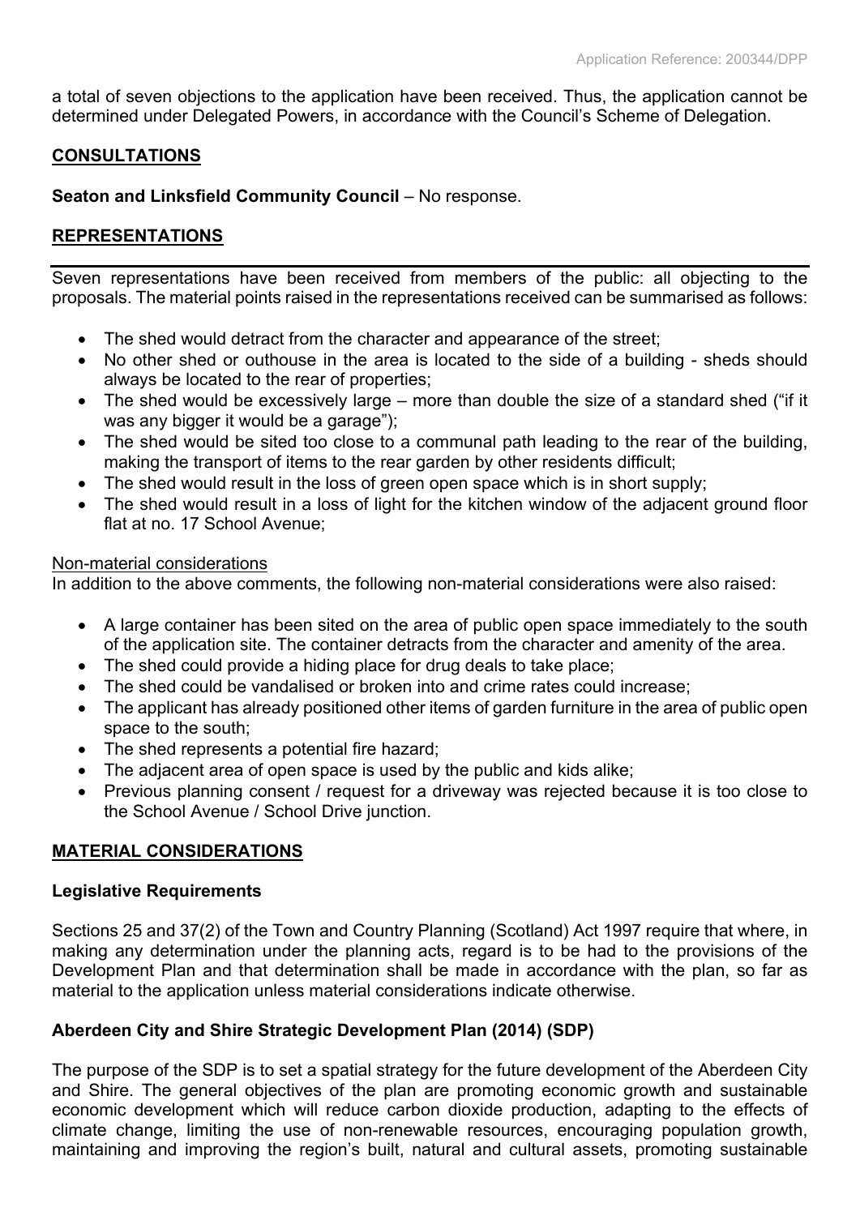a total of seven objections to the application have been received. Thus, the application cannot be determined under Delegated Powers, in accordance with the Council's Scheme of Delegation.

## CONSULTATIONS

**Seaton and Linksfield Community Council** – No response.

## REPRESENTATIONS

Seven representations have been received from members of the public: all objecting to the proposals. The material points raised in the representations received can be summarised as follows:

- The shed would detract from the character and appearance of the street;
- No other shed or outhouse in the area is located to the side of a building - sheds should always be located to the rear of properties;
- The shed would be excessively large – more than double the size of a standard shed ("if it was any bigger it would be a garage");
- The shed would be sited too close to a communal path leading to the rear of the building, making the transport of items to the rear garden by other residents difficult;
- The shed would result in the loss of green open space which is in short supply;
- The shed would result in a loss of light for the kitchen window of the adjacent ground floor flat at no. 17 School Avenue;

Non-material considerations

In addition to the above comments, the following non-material considerations were also raised:

- A large container has been sited on the area of public open space immediately to the south of the application site. The container detracts from the character and amenity of the area.
- The shed could provide a hiding place for drug deals to take place;
- The shed could be vandalised or broken into and crime rates could increase;
- The applicant has already positioned other items of garden furniture in the area of public open space to the south;
- The shed represents a potential fire hazard;
- The adjacent area of open space is used by the public and kids alike;
- Previous planning consent / request for a driveway was rejected because it is too close to the School Avenue / School Drive junction.

## MATERIAL CONSIDERATIONS

### Legislative Requirements

Sections 25 and 37(2) of the Town and Country Planning (Scotland) Act 1997 require that where, in making any determination under the planning acts, regard is to be had to the provisions of the Development Plan and that determination shall be made in accordance with the plan, so far as material to the application unless material considerations indicate otherwise.

### Aberdeen City and Shire Strategic Development Plan (2014) (SDP)

The purpose of the SDP is to set a spatial strategy for the future development of the Aberdeen City and Shire. The general objectives of the plan are promoting economic growth and sustainable economic development which will reduce carbon dioxide production, adapting to the effects of climate change, limiting the use of non-renewable resources, encouraging population growth, maintaining and improving the region's built, natural and cultural assets, promoting sustainable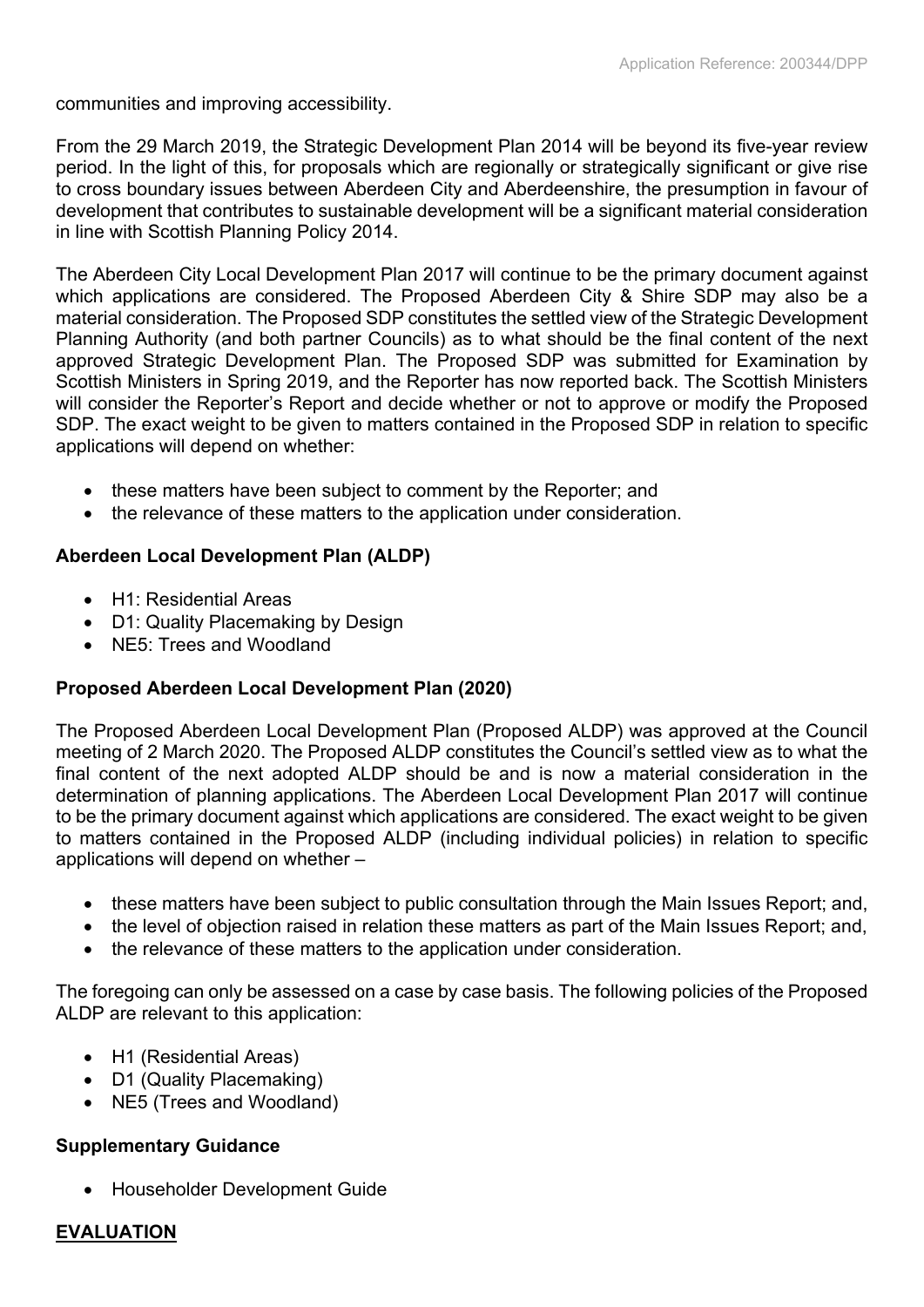communities and improving accessibility.

From the 29 March 2019, the Strategic Development Plan 2014 will be beyond its five-year review period. In the light of this, for proposals which are regionally or strategically significant or give rise to cross boundary issues between Aberdeen City and Aberdeenshire, the presumption in favour of development that contributes to sustainable development will be a significant material consideration in line with Scottish Planning Policy 2014.

The Aberdeen City Local Development Plan 2017 will continue to be the primary document against which applications are considered. The Proposed Aberdeen City & Shire SDP may also be a material consideration. The Proposed SDP constitutes the settled view of the Strategic Development Planning Authority (and both partner Councils) as to what should be the final content of the next approved Strategic Development Plan. The Proposed SDP was submitted for Examination by Scottish Ministers in Spring 2019, and the Reporter has now reported back. The Scottish Ministers will consider the Reporter's Report and decide whether or not to approve or modify the Proposed SDP. The exact weight to be given to matters contained in the Proposed SDP in relation to specific applications will depend on whether:

- these matters have been subject to comment by the Reporter; and
- the relevance of these matters to the application under consideration.

**Aberdeen Local Development Plan (ALDP)**

- H1: Residential Areas
- D1: Quality Placemaking by Design
- NE5: Trees and Woodland

**Proposed Aberdeen Local Development Plan (2020)**

The Proposed Aberdeen Local Development Plan (Proposed ALDP) was approved at the Council meeting of 2 March 2020. The Proposed ALDP constitutes the Council's settled view as to what the final content of the next adopted ALDP should be and is now a material consideration in the determination of planning applications. The Aberdeen Local Development Plan 2017 will continue to be the primary document against which applications are considered. The exact weight to be given to matters contained in the Proposed ALDP (including individual policies) in relation to specific applications will depend on whether –

- these matters have been subject to public consultation through the Main Issues Report; and,
- the level of objection raised in relation these matters as part of the Main Issues Report; and,
- the relevance of these matters to the application under consideration.

The foregoing can only be assessed on a case by case basis. The following policies of the Proposed ALDP are relevant to this application:

- H1 (Residential Areas)
- D1 (Quality Placemaking)
- NE5 (Trees and Woodland)

**Supplementary Guidance**

- Householder Development Guide

**<u>EVALUATION</u>**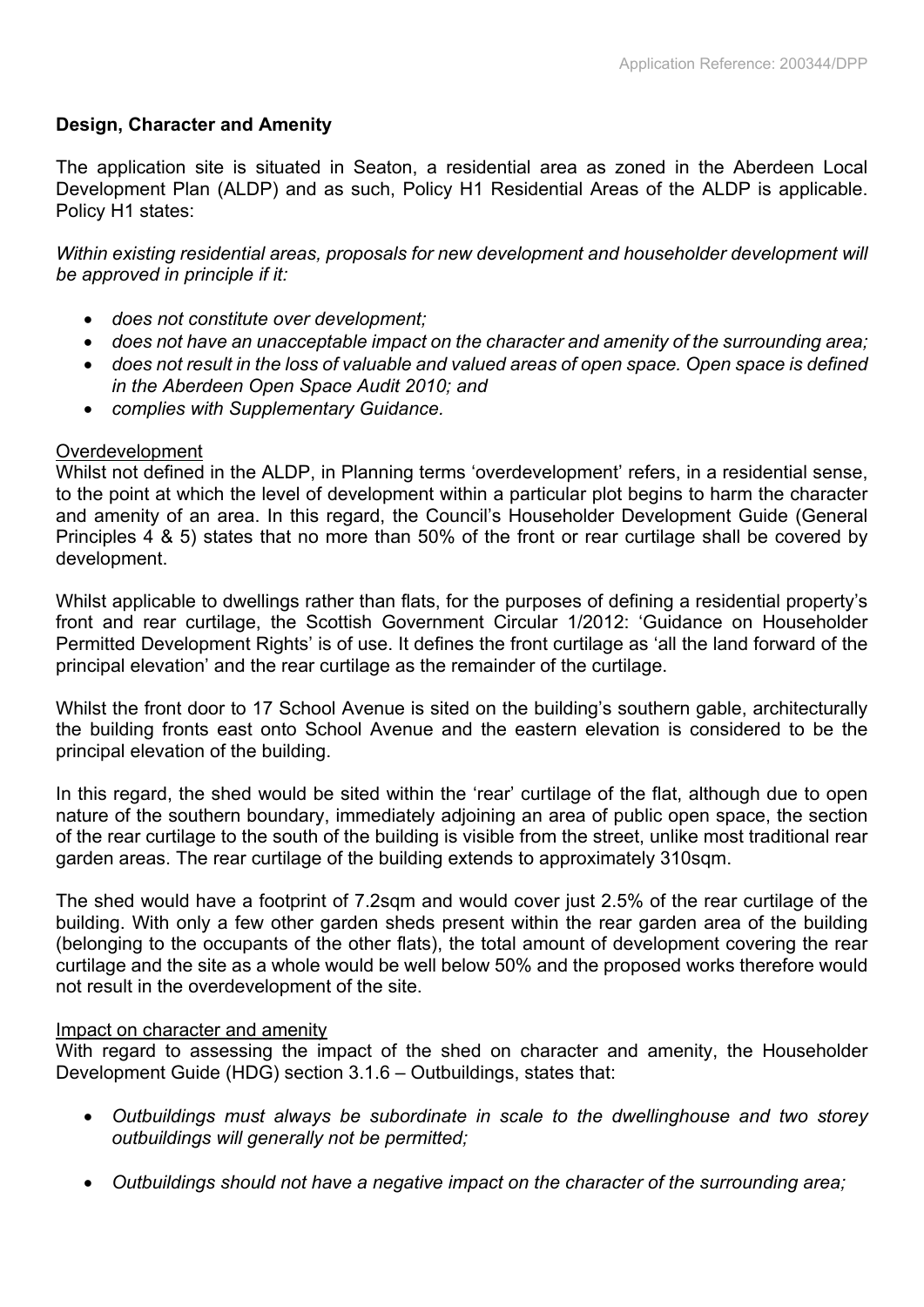## Design, Character and Amenity

The application site is situated in Seaton, a residential area as zoned in the Aberdeen Local Development Plan (ALDP) and as such, Policy H1 Residential Areas of the ALDP is applicable. Policy H1 states:

*Within existing residential areas, proposals for new development and householder development will be approved in principle if it:*

- *does not constitute over development;*
- *does not have an unacceptable impact on the character and amenity of the surrounding area;*
- *does not result in the loss of valuable and valued areas of open space. Open space is defined in the Aberdeen Open Space Audit 2010; and*
- *complies with Supplementary Guidance.*

### Overdevelopment

Whilst not defined in the ALDP, in Planning terms 'overdevelopment' refers, in a residential sense, to the point at which the level of development within a particular plot begins to harm the character and amenity of an area. In this regard, the Council's Householder Development Guide (General Principles 4 & 5) states that no more than 50% of the front or rear curtilage shall be covered by development.

Whilst applicable to dwellings rather than flats, for the purposes of defining a residential property's front and rear curtilage, the Scottish Government Circular 1/2012: 'Guidance on Householder Permitted Development Rights' is of use. It defines the front curtilage as 'all the land forward of the principal elevation' and the rear curtilage as the remainder of the curtilage.

Whilst the front door to 17 School Avenue is sited on the building's southern gable, architecturally the building fronts east onto School Avenue and the eastern elevation is considered to be the principal elevation of the building.

In this regard, the shed would be sited within the 'rear' curtilage of the flat, although due to open nature of the southern boundary, immediately adjoining an area of public open space, the section of the rear curtilage to the south of the building is visible from the street, unlike most traditional rear garden areas. The rear curtilage of the building extends to approximately 310sqm.

The shed would have a footprint of 7.2sqm and would cover just 2.5% of the rear curtilage of the building. With only a few other garden sheds present within the rear garden area of the building (belonging to the occupants of the other flats), the total amount of development covering the rear curtilage and the site as a whole would be well below 50% and the proposed works therefore would not result in the overdevelopment of the site.

### Impact on character and amenity

With regard to assessing the impact of the shed on character and amenity, the Householder Development Guide (HDG) section 3.1.6 – Outbuildings, states that:

- *Outbuildings must always be subordinate in scale to the dwellinghouse and two storey outbuildings will generally not be permitted;*
- *Outbuildings should not have a negative impact on the character of the surrounding area;*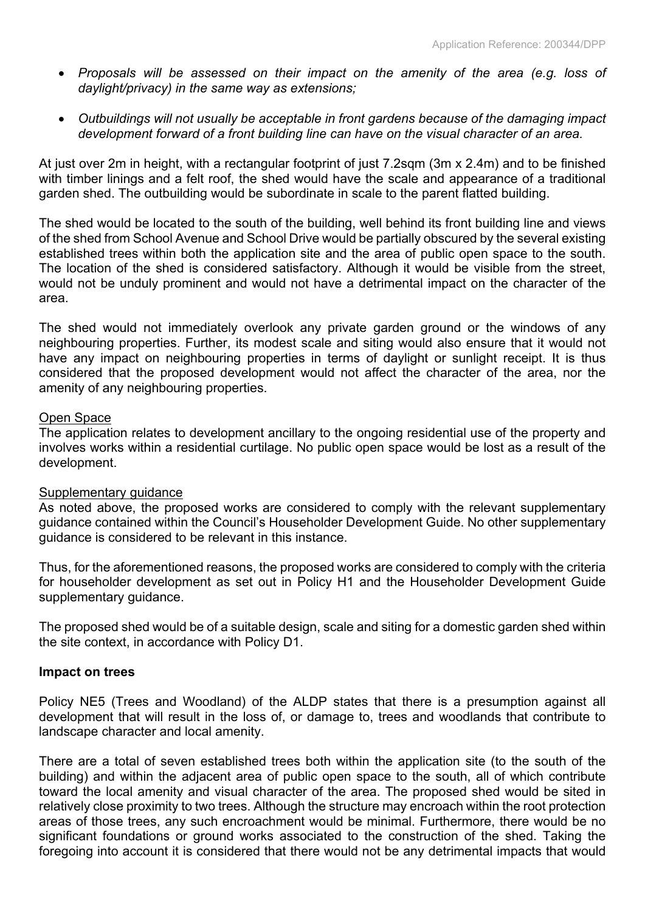- *Proposals will be assessed on their impact on the amenity of the area (e.g. loss of daylight/privacy) in the same way as extensions;*

- *Outbuildings will not usually be acceptable in front gardens because of the damaging impact development forward of a front building line can have on the visual character of an area.*

At just over 2m in height, with a rectangular footprint of just 7.2sqm (3m x 2.4m) and to be finished with timber linings and a felt roof, the shed would have the scale and appearance of a traditional garden shed. The outbuilding would be subordinate in scale to the parent flatted building.

The shed would be located to the south of the building, well behind its front building line and views of the shed from School Avenue and School Drive would be partially obscured by the several existing established trees within both the application site and the area of public open space to the south. The location of the shed is considered satisfactory. Although it would be visible from the street, would not be unduly prominent and would not have a detrimental impact on the character of the area.

The shed would not immediately overlook any private garden ground or the windows of any neighbouring properties. Further, its modest scale and siting would also ensure that it would not have any impact on neighbouring properties in terms of daylight or sunlight receipt. It is thus considered that the proposed development would not affect the character of the area, nor the amenity of any neighbouring properties.

<u>Open Space</u>
The application relates to development ancillary to the ongoing residential use of the property and involves works within a residential curtilage. No public open space would be lost as a result of the development.

<u>Supplementary guidance</u>
As noted above, the proposed works are considered to comply with the relevant supplementary guidance contained within the Council's Householder Development Guide. No other supplementary guidance is considered to be relevant in this instance.

Thus, for the aforementioned reasons, the proposed works are considered to comply with the criteria for householder development as set out in Policy H1 and the Householder Development Guide supplementary guidance.

The proposed shed would be of a suitable design, scale and siting for a domestic garden shed within the site context, in accordance with Policy D1.

**Impact on trees**

Policy NE5 (Trees and Woodland) of the ALDP states that there is a presumption against all development that will result in the loss of, or damage to, trees and woodlands that contribute to landscape character and local amenity.

There are a total of seven established trees both within the application site (to the south of the building) and within the adjacent area of public open space to the south, all of which contribute toward the local amenity and visual character of the area. The proposed shed would be sited in relatively close proximity to two trees. Although the structure may encroach within the root protection areas of those trees, any such encroachment would be minimal. Furthermore, there would be no significant foundations or ground works associated to the construction of the shed. Taking the foregoing into account it is considered that there would not be any detrimental impacts that would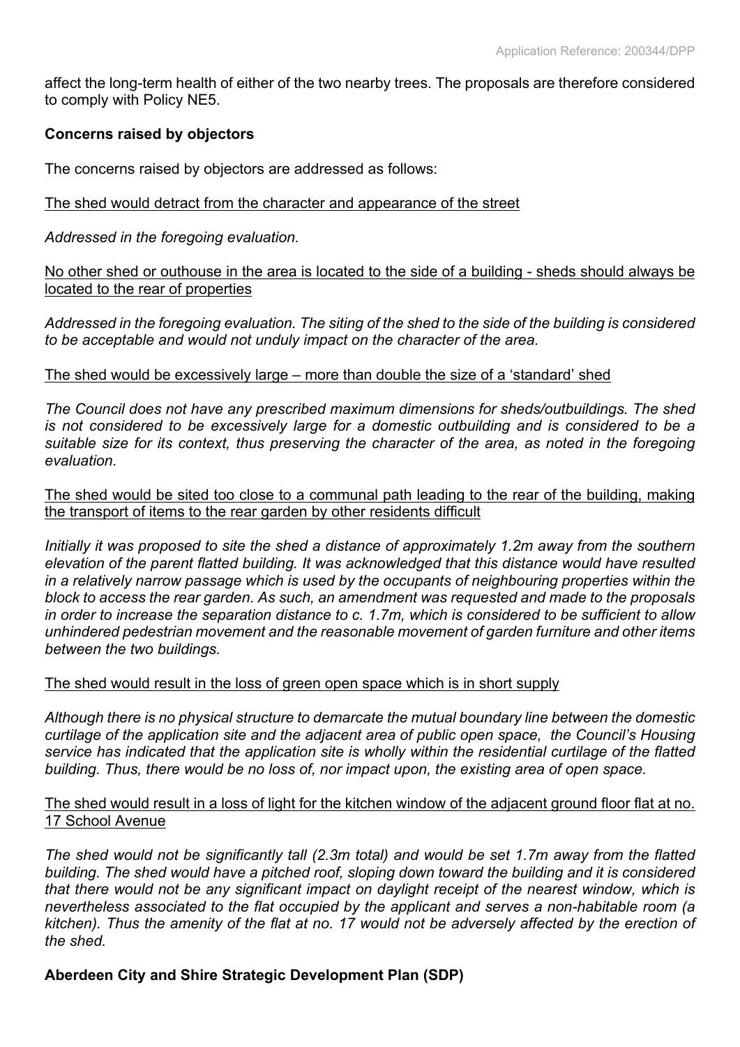affect the long-term health of either of the two nearby trees. The proposals are therefore considered to comply with Policy NE5.

**Concerns raised by objectors**

The concerns raised by objectors are addressed as follows:

The shed would detract from the character and appearance of the street

*Addressed in the foregoing evaluation.*

No other shed or outhouse in the area is located to the side of a building - sheds should always be located to the rear of properties

*Addressed in the foregoing evaluation. The siting of the shed to the side of the building is considered to be acceptable and would not unduly impact on the character of the area.*

The shed would be excessively large – more than double the size of a 'standard' shed

*The Council does not have any prescribed maximum dimensions for sheds/outbuildings. The shed is not considered to be excessively large for a domestic outbuilding and is considered to be a suitable size for its context, thus preserving the character of the area, as noted in the foregoing evaluation.*

The shed would be sited too close to a communal path leading to the rear of the building, making the transport of items to the rear garden by other residents difficult

*Initially it was proposed to site the shed a distance of approximately 1.2m away from the southern elevation of the parent flatted building. It was acknowledged that this distance would have resulted in a relatively narrow passage which is used by the occupants of neighbouring properties within the block to access the rear garden. As such, an amendment was requested and made to the proposals in order to increase the separation distance to c. 1.7m, which is considered to be sufficient to allow unhindered pedestrian movement and the reasonable movement of garden furniture and other items between the two buildings.*

The shed would result in the loss of green open space which is in short supply

*Although there is no physical structure to demarcate the mutual boundary line between the domestic curtilage of the application site and the adjacent area of public open space, the Council's Housing service has indicated that the application site is wholly within the residential curtilage of the flatted building. Thus, there would be no loss of, nor impact upon, the existing area of open space.*

The shed would result in a loss of light for the kitchen window of the adjacent ground floor flat at no. 17 School Avenue

*The shed would not be significantly tall (2.3m total) and would be set 1.7m away from the flatted building. The shed would have a pitched roof, sloping down toward the building and it is considered that there would not be any significant impact on daylight receipt of the nearest window, which is nevertheless associated to the flat occupied by the applicant and serves a non-habitable room (a kitchen). Thus the amenity of the flat at no. 17 would not be adversely affected by the erection of the shed.*

**Aberdeen City and Shire Strategic Development Plan (SDP)**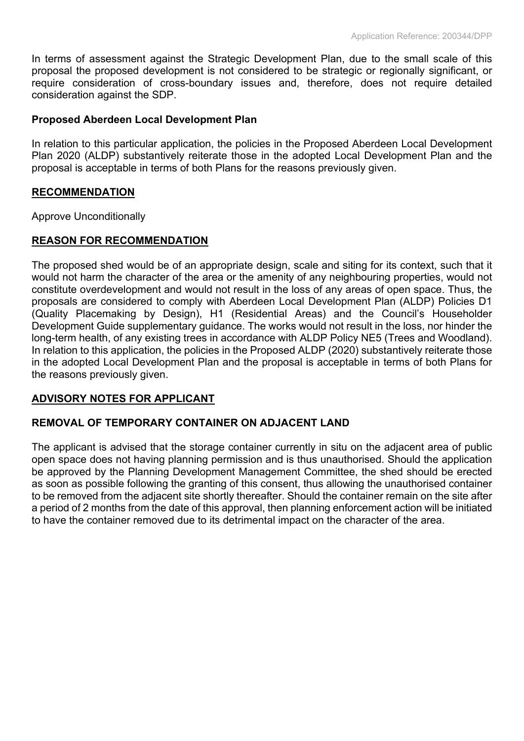In terms of assessment against the Strategic Development Plan, due to the small scale of this proposal the proposed development is not considered to be strategic or regionally significant, or require consideration of cross-boundary issues and, therefore, does not require detailed consideration against the SDP.

**Proposed Aberdeen Local Development Plan**

In relation to this particular application, the policies in the Proposed Aberdeen Local Development Plan 2020 (ALDP) substantively reiterate those in the adopted Local Development Plan and the proposal is acceptable in terms of both Plans for the reasons previously given.

## RECOMMENDATION

Approve Unconditionally

## REASON FOR RECOMMENDATION

The proposed shed would be of an appropriate design, scale and siting for its context, such that it would not harm the character of the area or the amenity of any neighbouring properties, would not constitute overdevelopment and would not result in the loss of any areas of open space. Thus, the proposals are considered to comply with Aberdeen Local Development Plan (ALDP) Policies D1 (Quality Placemaking by Design), H1 (Residential Areas) and the Council's Householder Development Guide supplementary guidance. The works would not result in the loss, nor hinder the long-term health, of any existing trees in accordance with ALDP Policy NE5 (Trees and Woodland). In relation to this application, the policies in the Proposed ALDP (2020) substantively reiterate those in the adopted Local Development Plan and the proposal is acceptable in terms of both Plans for the reasons previously given.

## ADVISORY NOTES FOR APPLICANT

### REMOVAL OF TEMPORARY CONTAINER ON ADJACENT LAND

The applicant is advised that the storage container currently in situ on the adjacent area of public open space does not having planning permission and is thus unauthorised. Should the application be approved by the Planning Development Management Committee, the shed should be erected as soon as possible following the granting of this consent, thus allowing the unauthorised container to be removed from the adjacent site shortly thereafter. Should the container remain on the site after a period of 2 months from the date of this approval, then planning enforcement action will be initiated to have the container removed due to its detrimental impact on the character of the area.